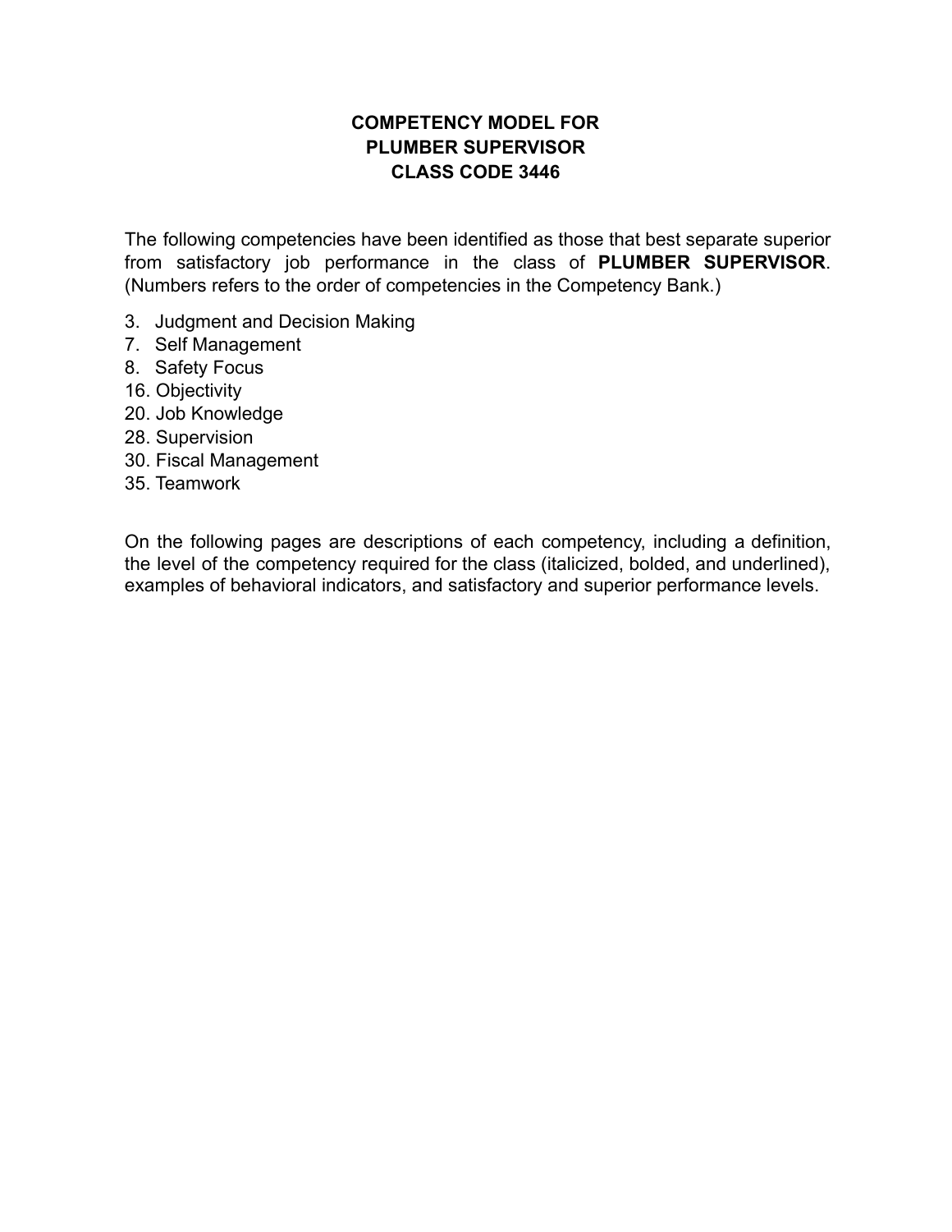# COMPETENCY MODEL FOR PLUMBER SUPERVISOR CLASS CODE 3446

The following competencies have been identified as those that best separate superior from satisfactory job performance in the class of **PLUMBER SUPERVISOR**. (Numbers refers to the order of competencies in the Competency Bank.)

3. Judgment and Decision Making
7. Self Management
8. Safety Focus
16. Objectivity
20. Job Knowledge
28. Supervision
30. Fiscal Management
35. Teamwork

On the following pages are descriptions of each competency, including a definition, the level of the competency required for the class (italicized, bolded, and underlined), examples of behavioral indicators, and satisfactory and superior performance levels.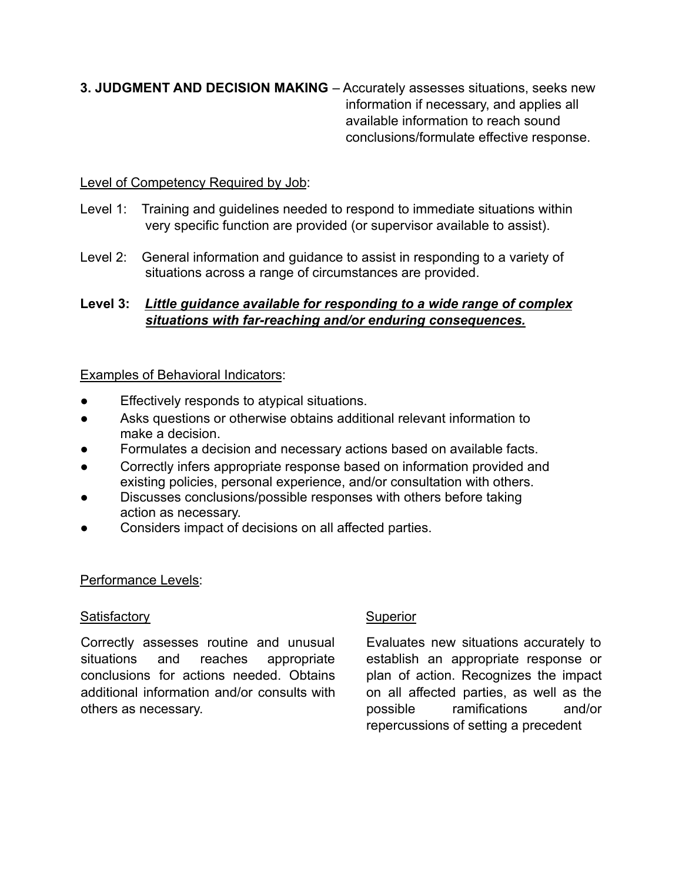**3. JUDGMENT AND DECISION MAKING** – Accurately assesses situations, seeks new information if necessary, and applies all available information to reach sound conclusions/formulate effective response.

<u>Level of Competency Required by Job</u>:

Level 1: Training and guidelines needed to respond to immediate situations within very specific function are provided (or supervisor available to assist).

Level 2: General information and guidance to assist in responding to a variety of situations across a range of circumstances are provided.

**Level 3:** ***<u>Little guidance available for responding to a wide range of complex situations with far-reaching and/or enduring consequences.</u>***

<u>Examples of Behavioral Indicators</u>:

- Effectively responds to atypical situations.
- Asks questions or otherwise obtains additional relevant information to make a decision.
- Formulates a decision and necessary actions based on available facts.
- Correctly infers appropriate response based on information provided and existing policies, personal experience, and/or consultation with others.
- Discusses conclusions/possible responses with others before taking action as necessary.
- Considers impact of decisions on all affected parties.

<u>Performance Levels</u>:

<u>Satisfactory</u>

Correctly assesses routine and unusual situations and reaches appropriate conclusions for actions needed. Obtains additional information and/or consults with others as necessary.

<u>Superior</u>

Evaluates new situations accurately to establish an appropriate response or plan of action. Recognizes the impact on all affected parties, as well as the possible ramifications and/or repercussions of setting a precedent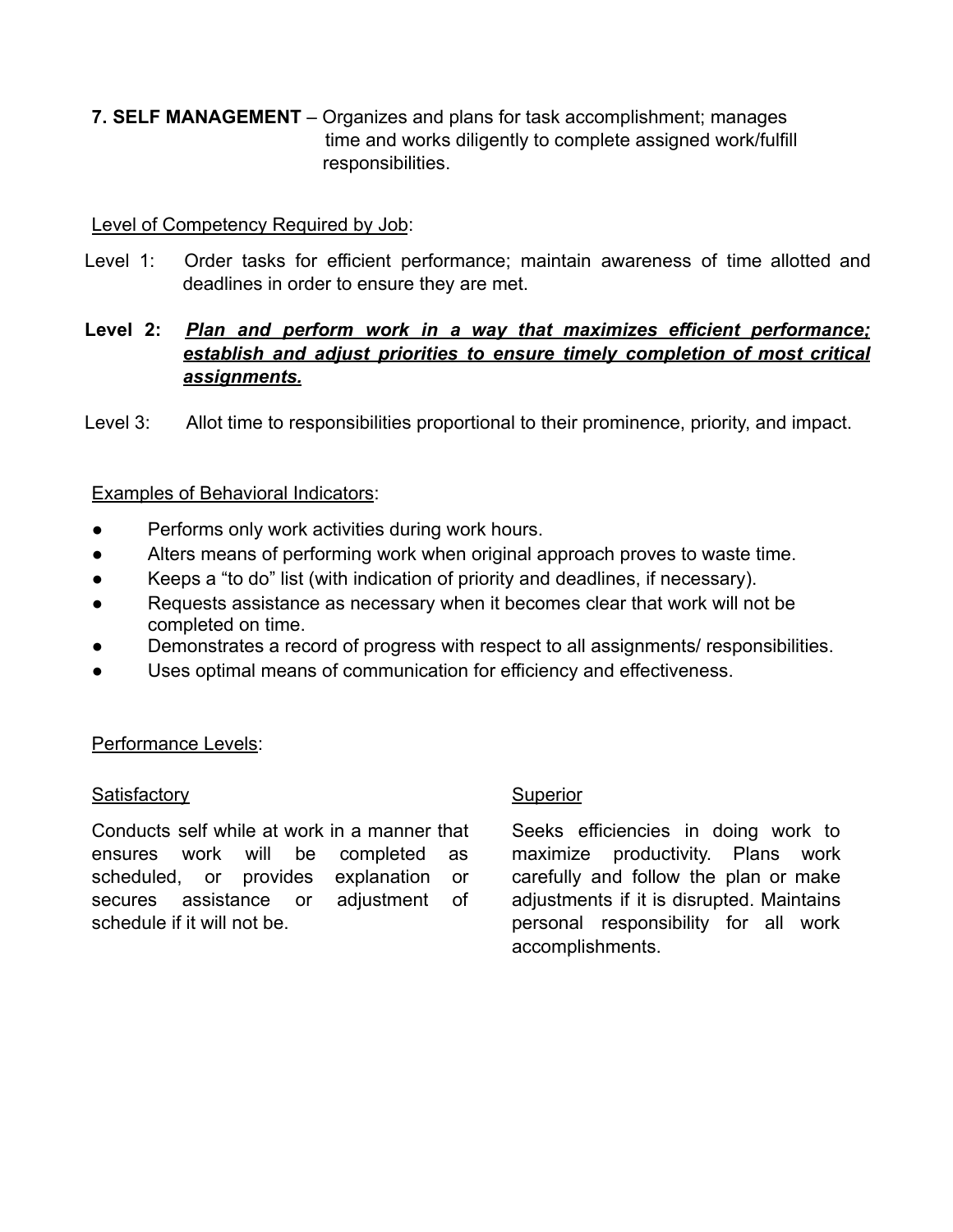**7. SELF MANAGEMENT** – Organizes and plans for task accomplishment; manages time and works diligently to complete assigned work/fulfill responsibilities.

<u>Level of Competency Required by Job</u>:

Level 1: Order tasks for efficient performance; maintain awareness of time allotted and deadlines in order to ensure they are met.

**Level 2:** ***<u>Plan and perform work in a way that maximizes efficient performance; establish and adjust priorities to ensure timely completion of most critical assignments.</u>***

Level 3: Allot time to responsibilities proportional to their prominence, priority, and impact.

<u>Examples of Behavioral Indicators</u>:

- Performs only work activities during work hours.
- Alters means of performing work when original approach proves to waste time.
- Keeps a "to do" list (with indication of priority and deadlines, if necessary).
- Requests assistance as necessary when it becomes clear that work will not be completed on time.
- Demonstrates a record of progress with respect to all assignments/ responsibilities.
- Uses optimal means of communication for efficiency and effectiveness.

<u>Performance Levels</u>:

<u>Satisfactory</u>

Conducts self while at work in a manner that ensures work will be completed as scheduled, or provides explanation or secures assistance or adjustment of schedule if it will not be.

<u>Superior</u>

Seeks efficiencies in doing work to maximize productivity. Plans work carefully and follow the plan or make adjustments if it is disrupted. Maintains personal responsibility for all work accomplishments.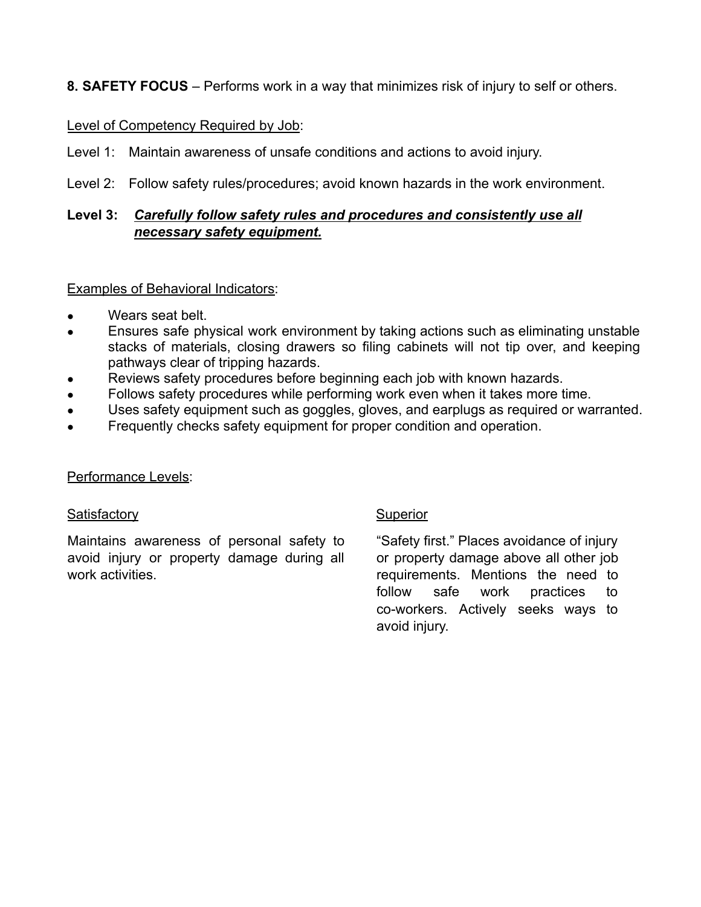**8. SAFETY FOCUS** – Performs work in a way that minimizes risk of injury to self or others.

Level of Competency Required by Job:

Level 1: Maintain awareness of unsafe conditions and actions to avoid injury.

Level 2: Follow safety rules/procedures; avoid known hazards in the work environment.

**Level 3:** ***Carefully follow safety rules and procedures and consistently use all necessary safety equipment.***

Examples of Behavioral Indicators:

- Wears seat belt.
- Ensures safe physical work environment by taking actions such as eliminating unstable stacks of materials, closing drawers so filing cabinets will not tip over, and keeping pathways clear of tripping hazards.
- Reviews safety procedures before beginning each job with known hazards.
- Follows safety procedures while performing work even when it takes more time.
- Uses safety equipment such as goggles, gloves, and earplugs as required or warranted.
- Frequently checks safety equipment for proper condition and operation.

Performance Levels:

Satisfactory

Maintains awareness of personal safety to avoid injury or property damage during all work activities.

Superior

"Safety first." Places avoidance of injury or property damage above all other job requirements. Mentions the need to follow safe work practices to co-workers. Actively seeks ways to avoid injury.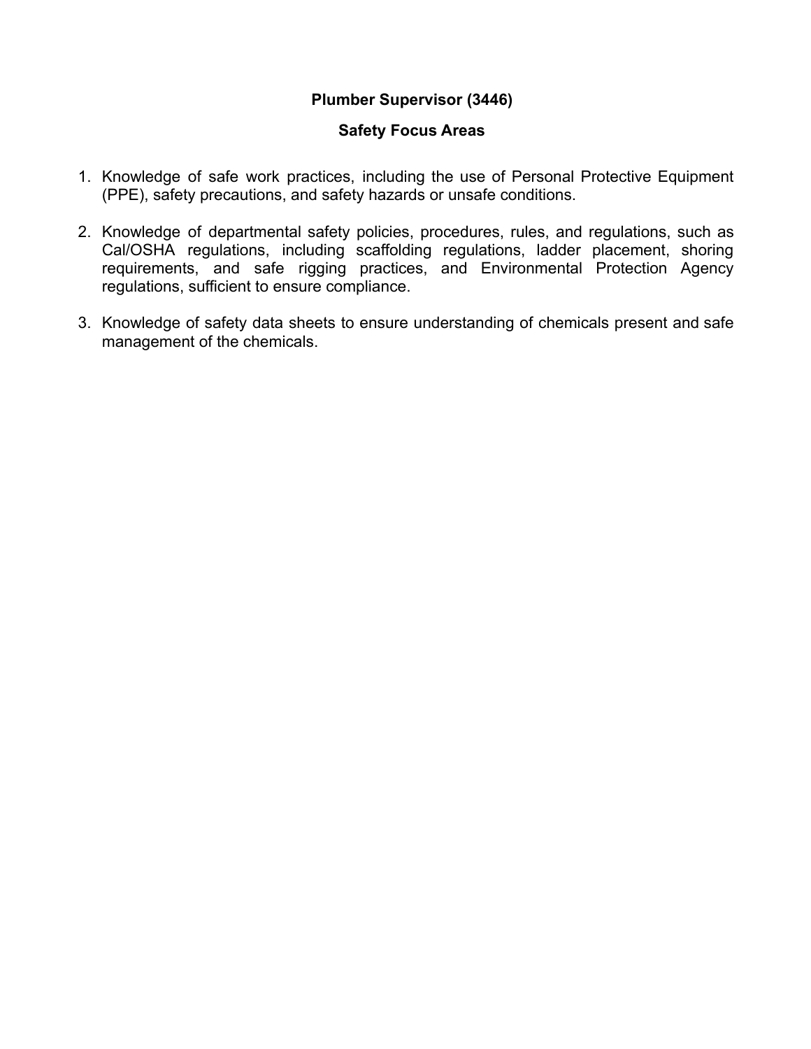# Plumber Supervisor (3446)

## Safety Focus Areas

1. Knowledge of safe work practices, including the use of Personal Protective Equipment (PPE), safety precautions, and safety hazards or unsafe conditions.

2. Knowledge of departmental safety policies, procedures, rules, and regulations, such as Cal/OSHA regulations, including scaffolding regulations, ladder placement, shoring requirements, and safe rigging practices, and Environmental Protection Agency regulations, sufficient to ensure compliance.

3. Knowledge of safety data sheets to ensure understanding of chemicals present and safe management of the chemicals.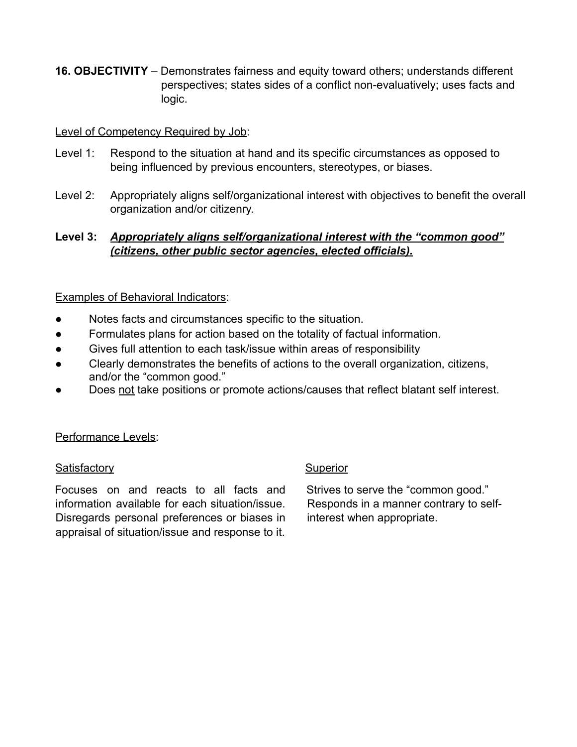**16. OBJECTIVITY** – Demonstrates fairness and equity toward others; understands different perspectives; states sides of a conflict non-evaluatively; uses facts and logic.

<u>Level of Competency Required by Job</u>:

Level 1: Respond to the situation at hand and its specific circumstances as opposed to being influenced by previous encounters, stereotypes, or biases.

Level 2: Appropriately aligns self/organizational interest with objectives to benefit the overall organization and/or citizenry.

**Level 3:** ***<u>Appropriately aligns self/organizational interest with the "common good" (citizens, other public sector agencies, elected officials).</u>***

<u>Examples of Behavioral Indicators</u>:

- Notes facts and circumstances specific to the situation.
- Formulates plans for action based on the totality of factual information.
- Gives full attention to each task/issue within areas of responsibility
- Clearly demonstrates the benefits of actions to the overall organization, citizens, and/or the "common good."
- Does <u>not</u> take positions or promote actions/causes that reflect blatant self interest.

<u>Performance Levels</u>:

<u>Satisfactory</u>

Focuses on and reacts to all facts and information available for each situation/issue. Disregards personal preferences or biases in appraisal of situation/issue and response to it.

<u>Superior</u>

Strives to serve the "common good." Responds in a manner contrary to self-interest when appropriate.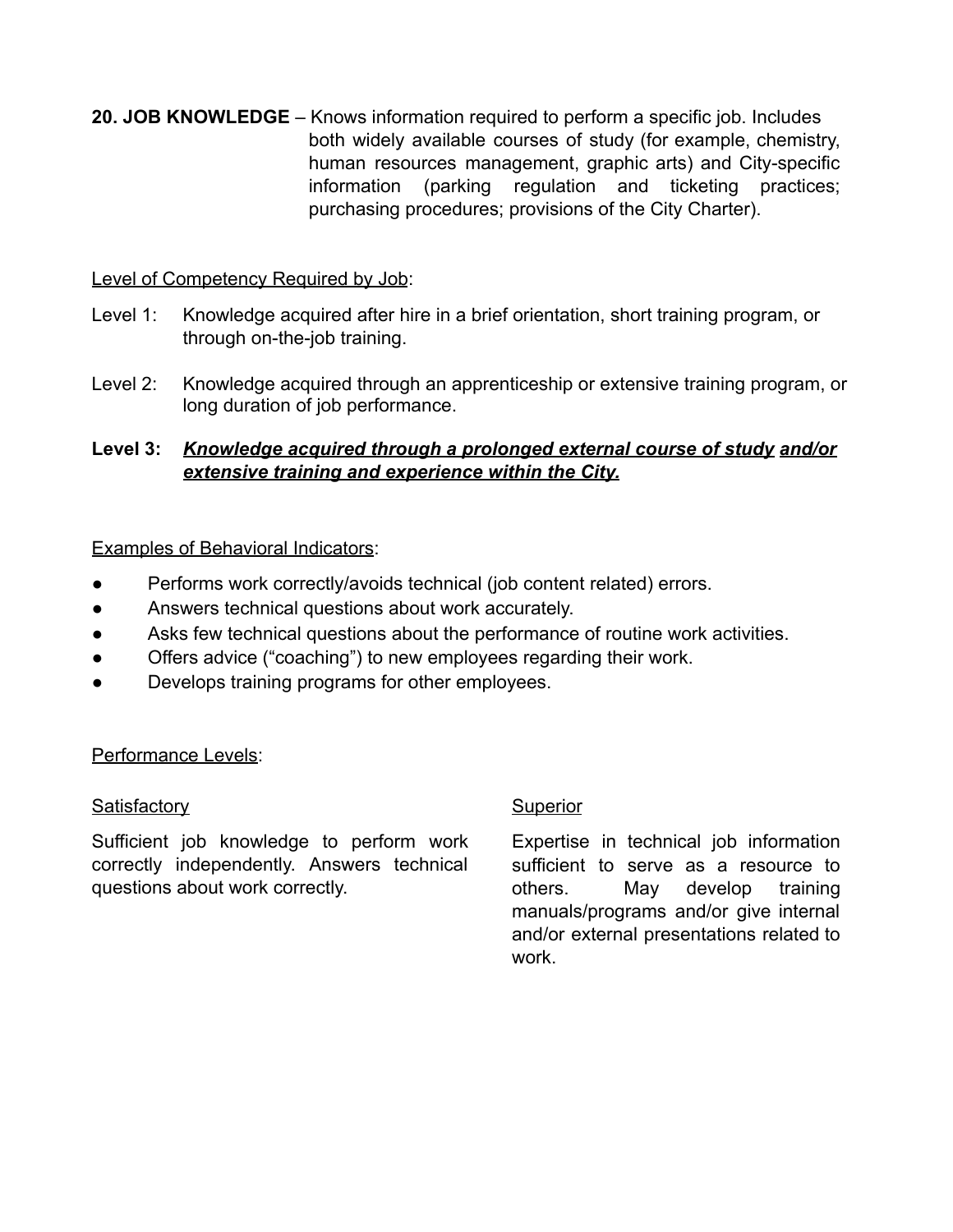**20. JOB KNOWLEDGE** – Knows information required to perform a specific job. Includes both widely available courses of study (for example, chemistry, human resources management, graphic arts) and City-specific information (parking regulation and ticketing practices; purchasing procedures; provisions of the City Charter).

<u>Level of Competency Required by Job</u>:

Level 1: Knowledge acquired after hire in a brief orientation, short training program, or through on-the-job training.

Level 2: Knowledge acquired through an apprenticeship or extensive training program, or long duration of job performance.

**Level 3:** ***<u>Knowledge acquired through a prolonged external course of study</u> <u>and/or extensive training and experience within the City.</u>***

<u>Examples of Behavioral Indicators</u>:

- Performs work correctly/avoids technical (job content related) errors.
- Answers technical questions about work accurately.
- Asks few technical questions about the performance of routine work activities.
- Offers advice ("coaching") to new employees regarding their work.
- Develops training programs for other employees.

<u>Performance Levels</u>:

<u>Satisfactory</u>

Sufficient job knowledge to perform work correctly independently. Answers technical questions about work correctly.

<u>Superior</u>

Expertise in technical job information sufficient to serve as a resource to others. May develop training manuals/programs and/or give internal and/or external presentations related to work.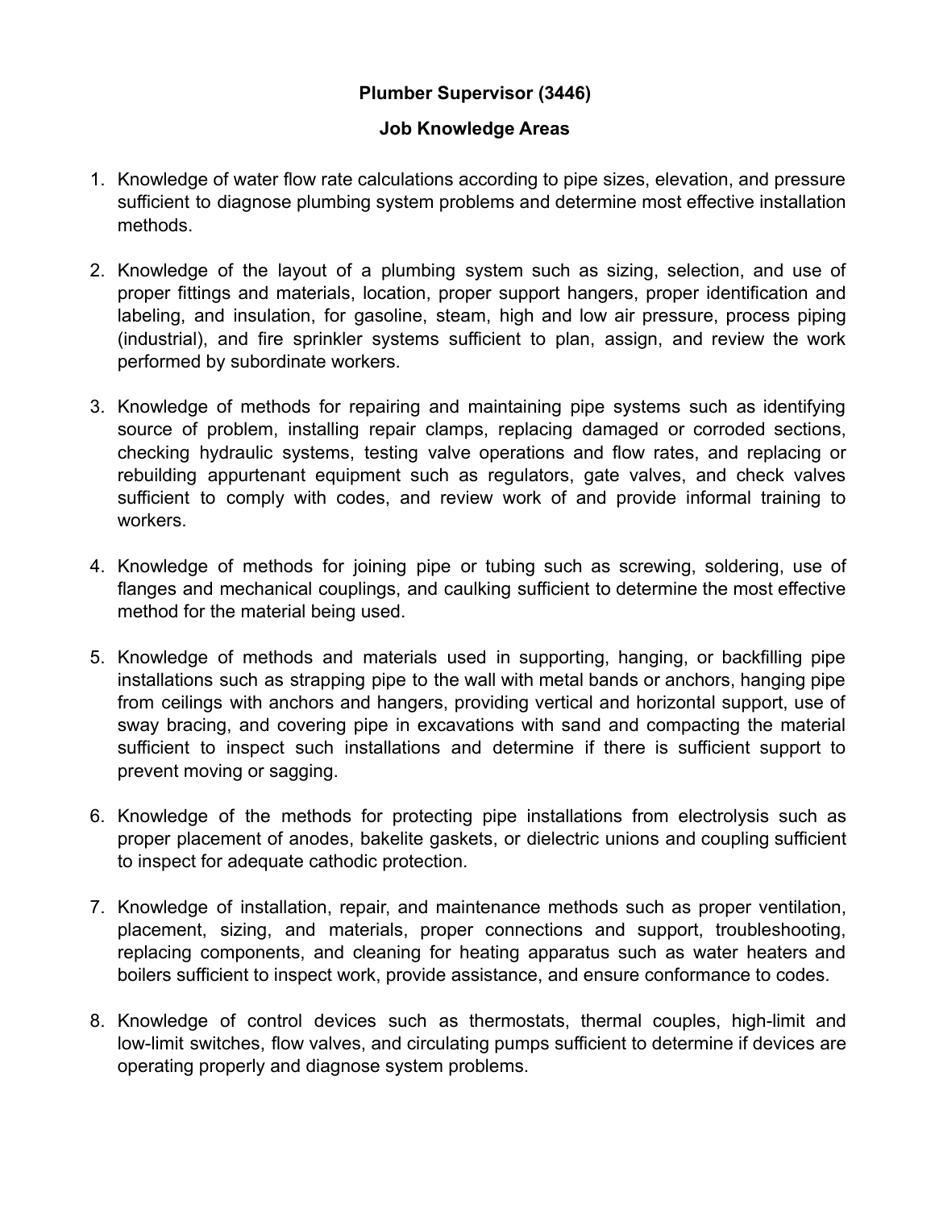**Plumber Supervisor (3446)**

**Job Knowledge Areas**

1. Knowledge of water flow rate calculations according to pipe sizes, elevation, and pressure sufficient to diagnose plumbing system problems and determine most effective installation methods.

2. Knowledge of the layout of a plumbing system such as sizing, selection, and use of proper fittings and materials, location, proper support hangers, proper identification and labeling, and insulation, for gasoline, steam, high and low air pressure, process piping (industrial), and fire sprinkler systems sufficient to plan, assign, and review the work performed by subordinate workers.

3. Knowledge of methods for repairing and maintaining pipe systems such as identifying source of problem, installing repair clamps, replacing damaged or corroded sections, checking hydraulic systems, testing valve operations and flow rates, and replacing or rebuilding appurtenant equipment such as regulators, gate valves, and check valves sufficient to comply with codes, and review work of and provide informal training to workers.

4. Knowledge of methods for joining pipe or tubing such as screwing, soldering, use of flanges and mechanical couplings, and caulking sufficient to determine the most effective method for the material being used.

5. Knowledge of methods and materials used in supporting, hanging, or backfilling pipe installations such as strapping pipe to the wall with metal bands or anchors, hanging pipe from ceilings with anchors and hangers, providing vertical and horizontal support, use of sway bracing, and covering pipe in excavations with sand and compacting the material sufficient to inspect such installations and determine if there is sufficient support to prevent moving or sagging.

6. Knowledge of the methods for protecting pipe installations from electrolysis such as proper placement of anodes, bakelite gaskets, or dielectric unions and coupling sufficient to inspect for adequate cathodic protection.

7. Knowledge of installation, repair, and maintenance methods such as proper ventilation, placement, sizing, and materials, proper connections and support, troubleshooting, replacing components, and cleaning for heating apparatus such as water heaters and boilers sufficient to inspect work, provide assistance, and ensure conformance to codes.

8. Knowledge of control devices such as thermostats, thermal couples, high-limit and low-limit switches, flow valves, and circulating pumps sufficient to determine if devices are operating properly and diagnose system problems.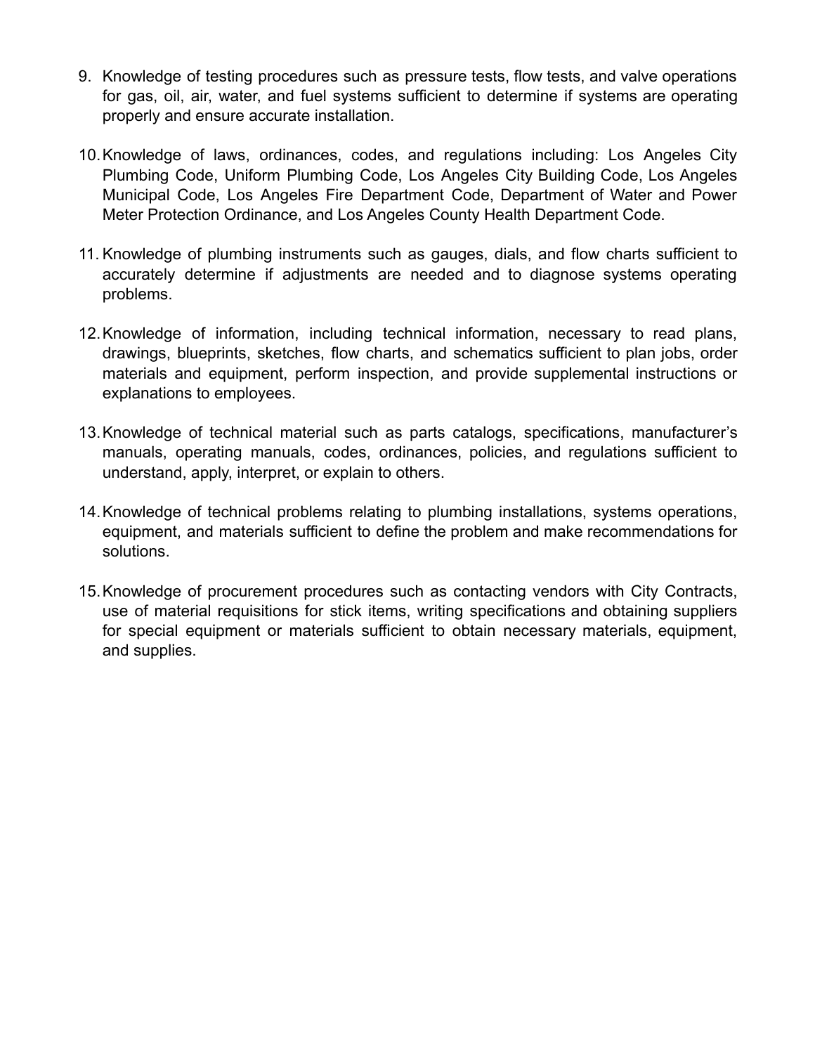9. Knowledge of testing procedures such as pressure tests, flow tests, and valve operations for gas, oil, air, water, and fuel systems sufficient to determine if systems are operating properly and ensure accurate installation.

10. Knowledge of laws, ordinances, codes, and regulations including: Los Angeles City Plumbing Code, Uniform Plumbing Code, Los Angeles City Building Code, Los Angeles Municipal Code, Los Angeles Fire Department Code, Department of Water and Power Meter Protection Ordinance, and Los Angeles County Health Department Code.

11. Knowledge of plumbing instruments such as gauges, dials, and flow charts sufficient to accurately determine if adjustments are needed and to diagnose systems operating problems.

12. Knowledge of information, including technical information, necessary to read plans, drawings, blueprints, sketches, flow charts, and schematics sufficient to plan jobs, order materials and equipment, perform inspection, and provide supplemental instructions or explanations to employees.

13. Knowledge of technical material such as parts catalogs, specifications, manufacturer's manuals, operating manuals, codes, ordinances, policies, and regulations sufficient to understand, apply, interpret, or explain to others.

14. Knowledge of technical problems relating to plumbing installations, systems operations, equipment, and materials sufficient to define the problem and make recommendations for solutions.

15. Knowledge of procurement procedures such as contacting vendors with City Contracts, use of material requisitions for stick items, writing specifications and obtaining suppliers for special equipment or materials sufficient to obtain necessary materials, equipment, and supplies.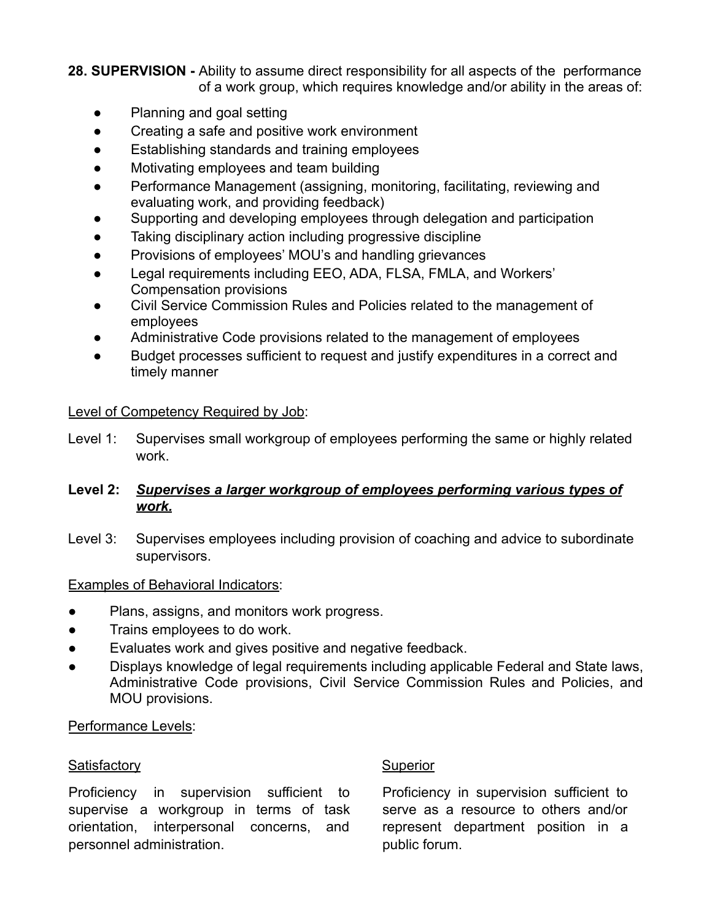**28. SUPERVISION -** Ability to assume direct responsibility for all aspects of the performance of a work group, which requires knowledge and/or ability in the areas of:

- Planning and goal setting
- Creating a safe and positive work environment
- Establishing standards and training employees
- Motivating employees and team building
- Performance Management (assigning, monitoring, facilitating, reviewing and evaluating work, and providing feedback)
- Supporting and developing employees through delegation and participation
- Taking disciplinary action including progressive discipline
- Provisions of employees' MOU's and handling grievances
- Legal requirements including EEO, ADA, FLSA, FMLA, and Workers' Compensation provisions
- Civil Service Commission Rules and Policies related to the management of employees
- Administrative Code provisions related to the management of employees
- Budget processes sufficient to request and justify expenditures in a correct and timely manner

<u>Level of Competency Required by Job</u>:

Level 1: Supervises small workgroup of employees performing the same or highly related work.

**Level 2: _<u>Supervises a larger workgroup of employees performing various types of work.</u>_**

Level 3: Supervises employees including provision of coaching and advice to subordinate supervisors.

<u>Examples of Behavioral Indicators</u>:

- Plans, assigns, and monitors work progress.
- Trains employees to do work.
- Evaluates work and gives positive and negative feedback.
- Displays knowledge of legal requirements including applicable Federal and State laws, Administrative Code provisions, Civil Service Commission Rules and Policies, and MOU provisions.

<u>Performance Levels</u>:

<u>Satisfactory</u>

Proficiency in supervision sufficient to supervise a workgroup in terms of task orientation, interpersonal concerns, and personnel administration.

<u>Superior</u>

Proficiency in supervision sufficient to serve as a resource to others and/or represent department position in a public forum.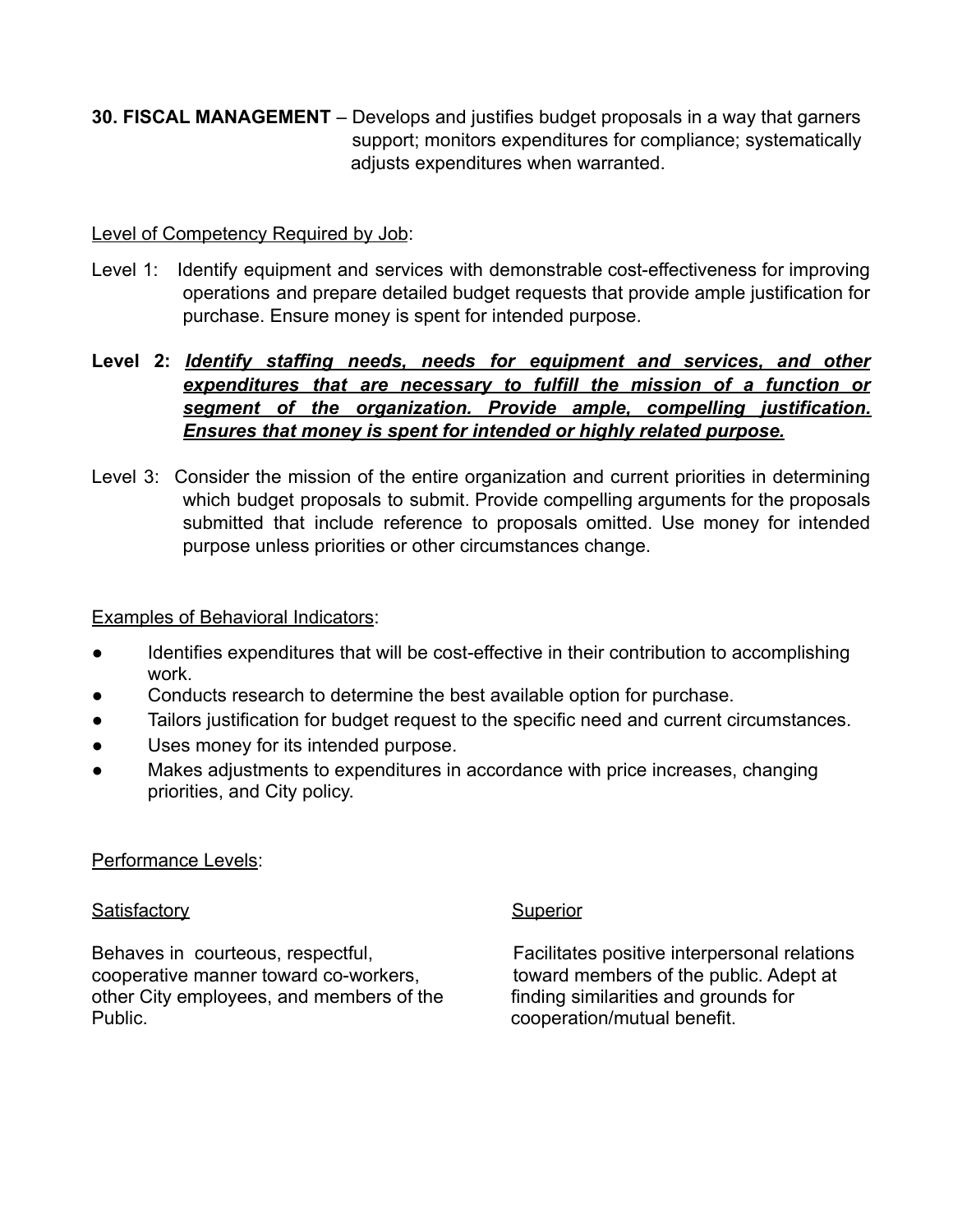**30. FISCAL MANAGEMENT** – Develops and justifies budget proposals in a way that garners support; monitors expenditures for compliance; systematically adjusts expenditures when warranted.

<u>Level of Competency Required by Job</u>:

Level 1: Identify equipment and services with demonstrable cost-effectiveness for improving operations and prepare detailed budget requests that provide ample justification for purchase. Ensure money is spent for intended purpose.

**Level 2:** ***<u>Identify staffing needs, needs for equipment and services, and other expenditures that are necessary to fulfill the mission of a function or segment of the organization. Provide ample, compelling justification. Ensures that money is spent for intended or highly related purpose.</u>***

Level 3: Consider the mission of the entire organization and current priorities in determining which budget proposals to submit. Provide compelling arguments for the proposals submitted that include reference to proposals omitted. Use money for intended purpose unless priorities or other circumstances change.

<u>Examples of Behavioral Indicators</u>:

- Identifies expenditures that will be cost-effective in their contribution to accomplishing work.
- Conducts research to determine the best available option for purchase.
- Tailors justification for budget request to the specific need and current circumstances.
- Uses money for its intended purpose.
- Makes adjustments to expenditures in accordance with price increases, changing priorities, and City policy.

<u>Performance Levels</u>:

<u>Satisfactory</u>

Behaves in courteous, respectful, cooperative manner toward co-workers, other City employees, and members of the Public.

<u>Superior</u>

Facilitates positive interpersonal relations toward members of the public. Adept at finding similarities and grounds for cooperation/mutual benefit.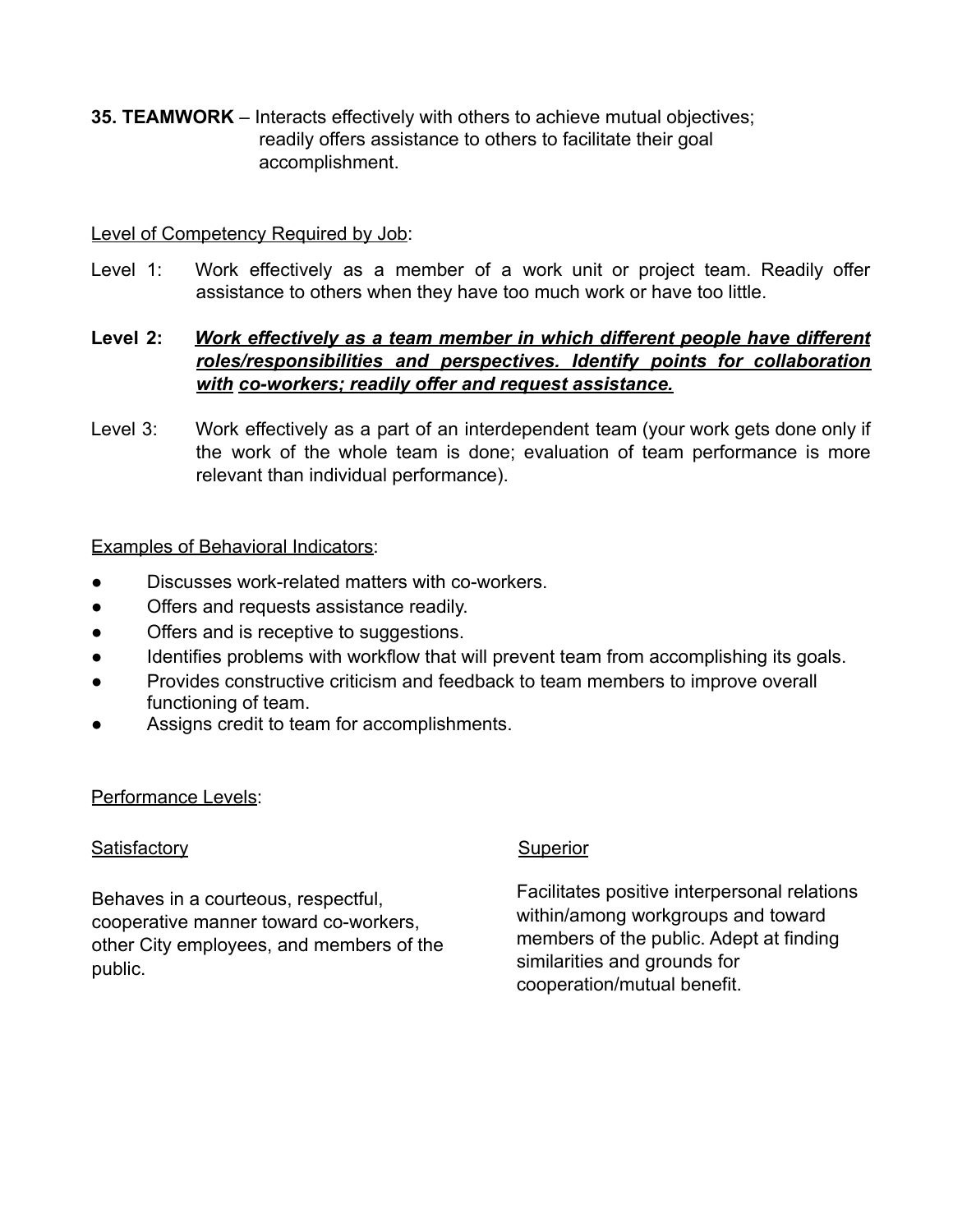**35. TEAMWORK** – Interacts effectively with others to achieve mutual objectives; readily offers assistance to others to facilitate their goal accomplishment.

<u>Level of Competency Required by Job</u>:

Level 1: Work effectively as a member of a work unit or project team. Readily offer assistance to others when they have too much work or have too little.

**Level 2:** ***<u>Work effectively as a team member in which different people have different roles/responsibilities and perspectives. Identify points for collaboration with co-workers; readily offer and request assistance.</u>***

Level 3: Work effectively as a part of an interdependent team (your work gets done only if the work of the whole team is done; evaluation of team performance is more relevant than individual performance).

<u>Examples of Behavioral Indicators</u>:

- Discusses work-related matters with co-workers.
- Offers and requests assistance readily.
- Offers and is receptive to suggestions.
- Identifies problems with workflow that will prevent team from accomplishing its goals.
- Provides constructive criticism and feedback to team members to improve overall functioning of team.
- Assigns credit to team for accomplishments.

<u>Performance Levels</u>:

<u>Satisfactory</u>

Behaves in a courteous, respectful, cooperative manner toward co-workers, other City employees, and members of the public.

<u>Superior</u>

Facilitates positive interpersonal relations within/among workgroups and toward members of the public. Adept at finding similarities and grounds for cooperation/mutual benefit.